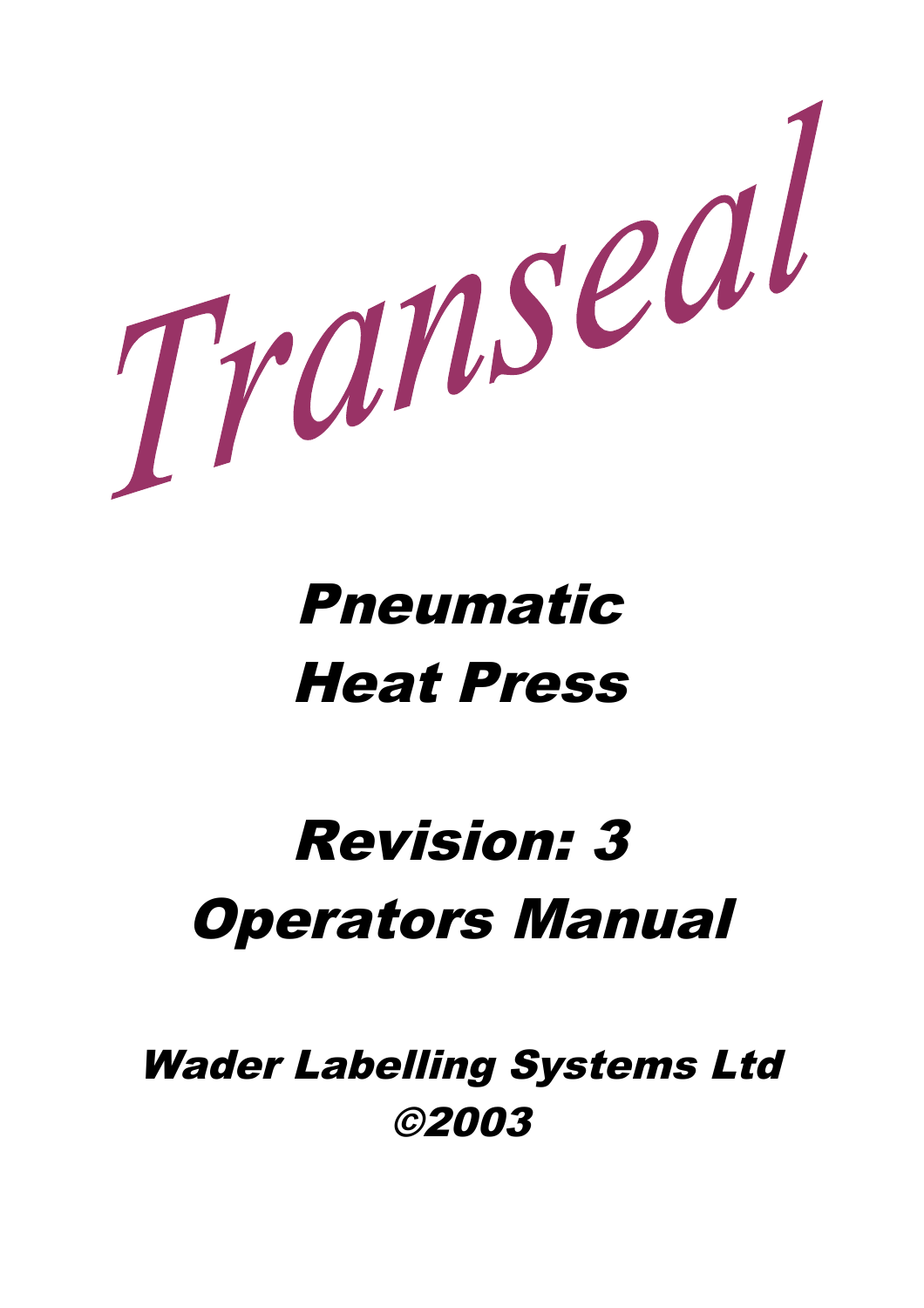# Transeal

## Pneumatic Heat Press

## Revision: 3 Operators Manual

*Wader Labelling Systems Ltd ©2003*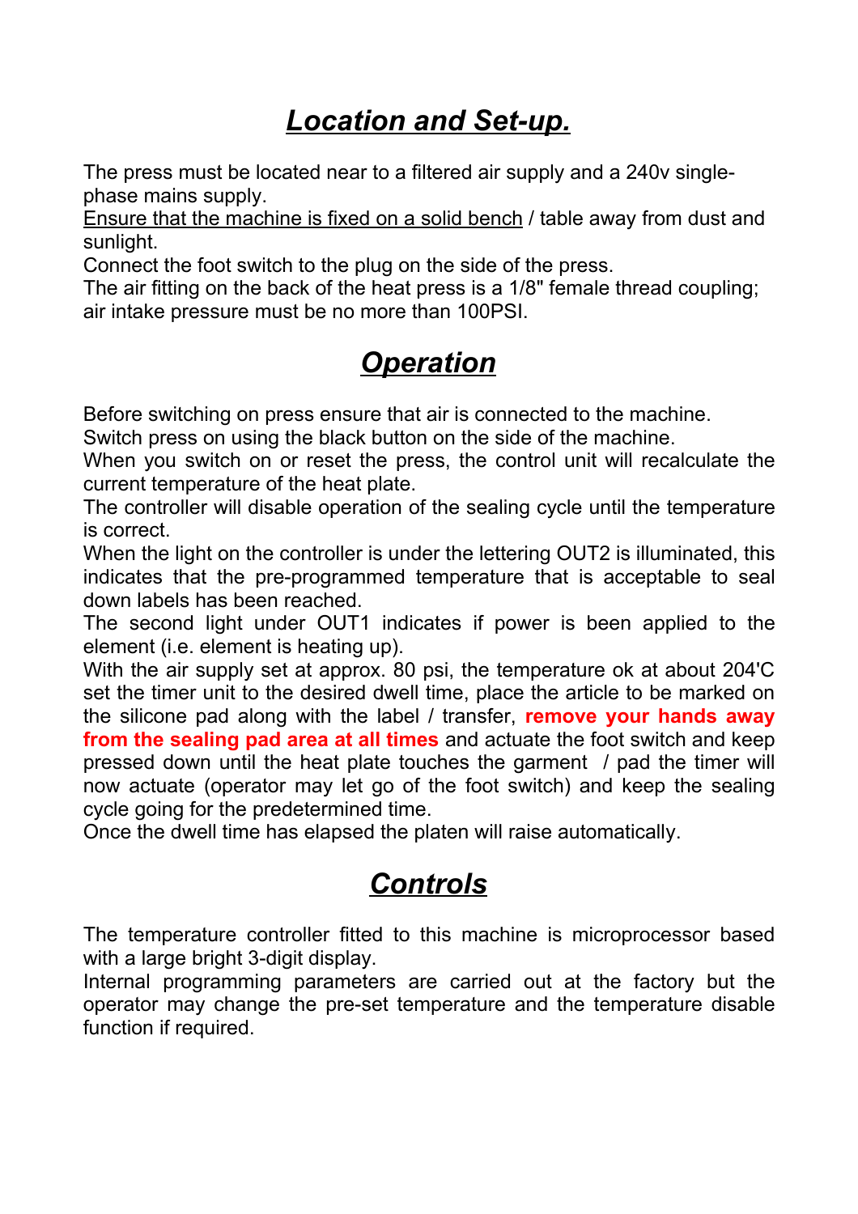# ***Location and Set-up.***

The press must be located near to a filtered air supply and a 240v single-phase mains supply.
Ensure that the machine is fixed on a solid bench / table away from dust and sunlight.
Connect the foot switch to the plug on the side of the press.
The air fitting on the back of the heat press is a 1/8" female thread coupling; air intake pressure must be no more than 100PSI.

# ***Operation***

Before switching on press ensure that air is connected to the machine.
Switch press on using the black button on the side of the machine.
When you switch on or reset the press, the control unit will recalculate the current temperature of the heat plate.
The controller will disable operation of the sealing cycle until the temperature is correct.
When the light on the controller is under the lettering OUT2 is illuminated, this indicates that the pre-programmed temperature that is acceptable to seal down labels has been reached.
The second light under OUT1 indicates if power is been applied to the element (i.e. element is heating up).
With the air supply set at approx. 80 psi, the temperature ok at about 204'C set the timer unit to the desired dwell time, place the article to be marked on the silicone pad along with the label / transfer, **remove your hands away from the sealing pad area at all times** and actuate the foot switch and keep pressed down until the heat plate touches the garment / pad the timer will now actuate (operator may let go of the foot switch) and keep the sealing cycle going for the predetermined time.
Once the dwell time has elapsed the platen will raise automatically.

# ***Controls***

The temperature controller fitted to this machine is microprocessor based with a large bright 3-digit display.
Internal programming parameters are carried out at the factory but the operator may change the pre-set temperature and the temperature disable function if required.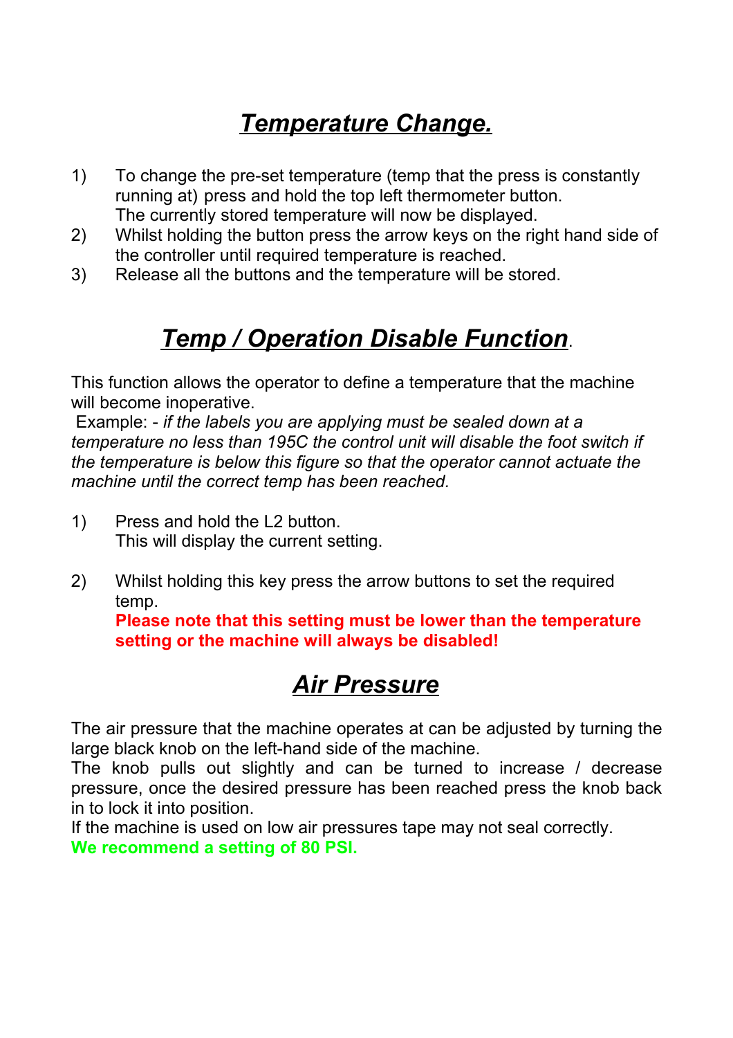# ***Temperature Change.***

1) To change the pre-set temperature (temp that the press is constantly running at) press and hold the top left thermometer button.
   The currently stored temperature will now be displayed.
2) Whilst holding the button press the arrow keys on the right hand side of the controller until required temperature is reached.
3) Release all the buttons and the temperature will be stored.

# ***Temp / Operation Disable Function.***

This function allows the operator to define a temperature that the machine will become inoperative.
Example: - *if the labels you are applying must be sealed down at a temperature no less than 195C the control unit will disable the foot switch if the temperature is below this figure so that the operator cannot actuate the machine until the correct temp has been reached.*

1) Press and hold the L2 button.
   This will display the current setting.

2) Whilst holding this key press the arrow buttons to set the required temp.
   **Please note that this setting must be lower than the temperature setting or the machine will always be disabled!**

# ***Air Pressure***

The air pressure that the machine operates at can be adjusted by turning the large black knob on the left-hand side of the machine.
The knob pulls out slightly and can be turned to increase / decrease pressure, once the desired pressure has been reached press the knob back in to lock it into position.
If the machine is used on low air pressures tape may not seal correctly.
**We recommend a setting of 80 PSI.**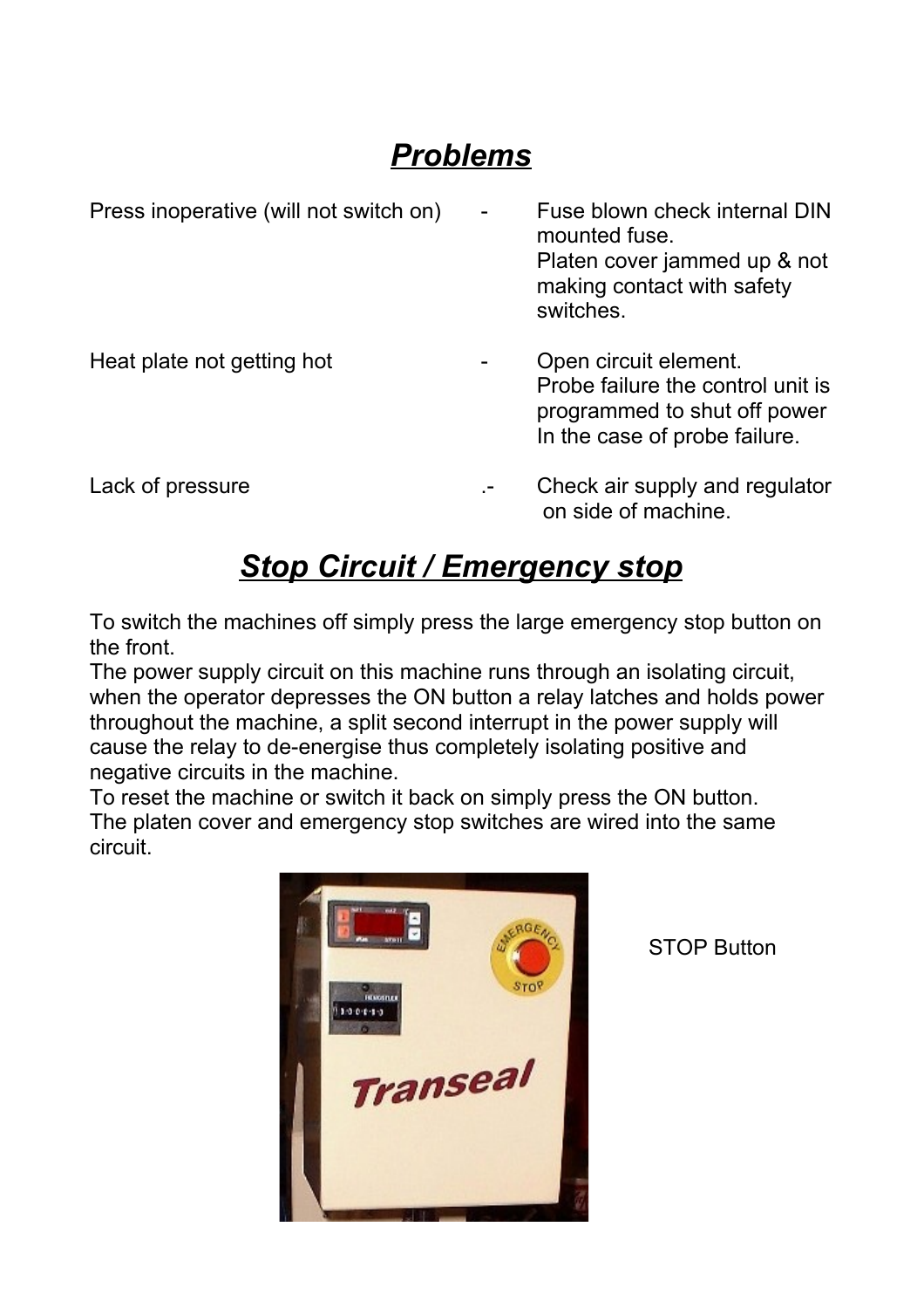## ***Problems***

| | | |
|---|---|---|
| Press inoperative (will not switch on) | - | Fuse blown check internal DIN mounted fuse. Platen cover jammed up & not making contact with safety switches. |
| Heat plate not getting hot | - | Open circuit element. Probe failure the control unit is programmed to shut off power In the case of probe failure. |
| Lack of pressure | .- | Check air supply and regulator on side of machine. |

## ***Stop Circuit / Emergency stop***

To switch the machines off simply press the large emergency stop button on the front.
The power supply circuit on this machine runs through an isolating circuit, when the operator depresses the ON button a relay latches and holds power throughout the machine, a split second interrupt in the power supply will cause the relay to de-energise thus completely isolating positive and negative circuits in the machine.
To reset the machine or switch it back on simply press the ON button.
The platen cover and emergency stop switches are wired into the same circuit.

STOP Button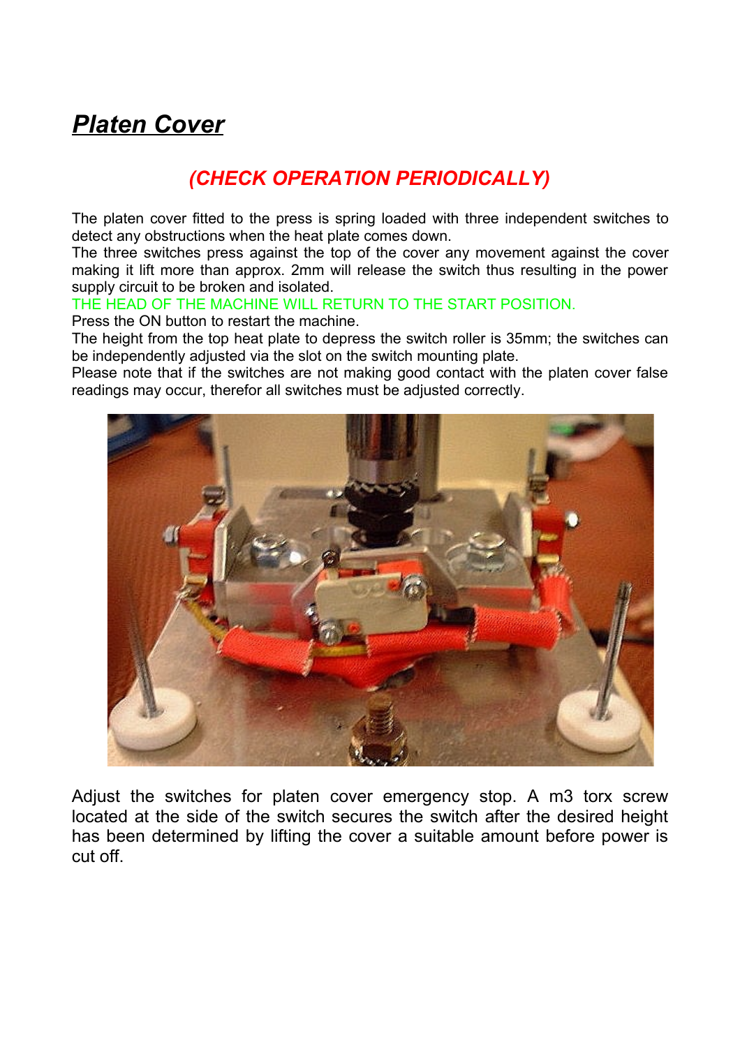# ***Platen Cover***

**(*CHECK OPERATION PERIODICALLY*)**

The platen cover fitted to the press is spring loaded with three independent switches to detect any obstructions when the heat plate comes down.
The three switches press against the top of the cover any movement against the cover making it lift more than approx. 2mm will release the switch thus resulting in the power supply circuit to be broken and isolated.
THE HEAD OF THE MACHINE WILL RETURN TO THE START POSITION.
Press the ON button to restart the machine.
The height from the top heat plate to depress the switch roller is 35mm; the switches can be independently adjusted via the slot on the switch mounting plate.
Please note that if the switches are not making good contact with the platen cover false readings may occur, therefor all switches must be adjusted correctly.

Adjust the switches for platen cover emergency stop. A m3 torx screw located at the side of the switch secures the switch after the desired height has been determined by lifting the cover a suitable amount before power is cut off.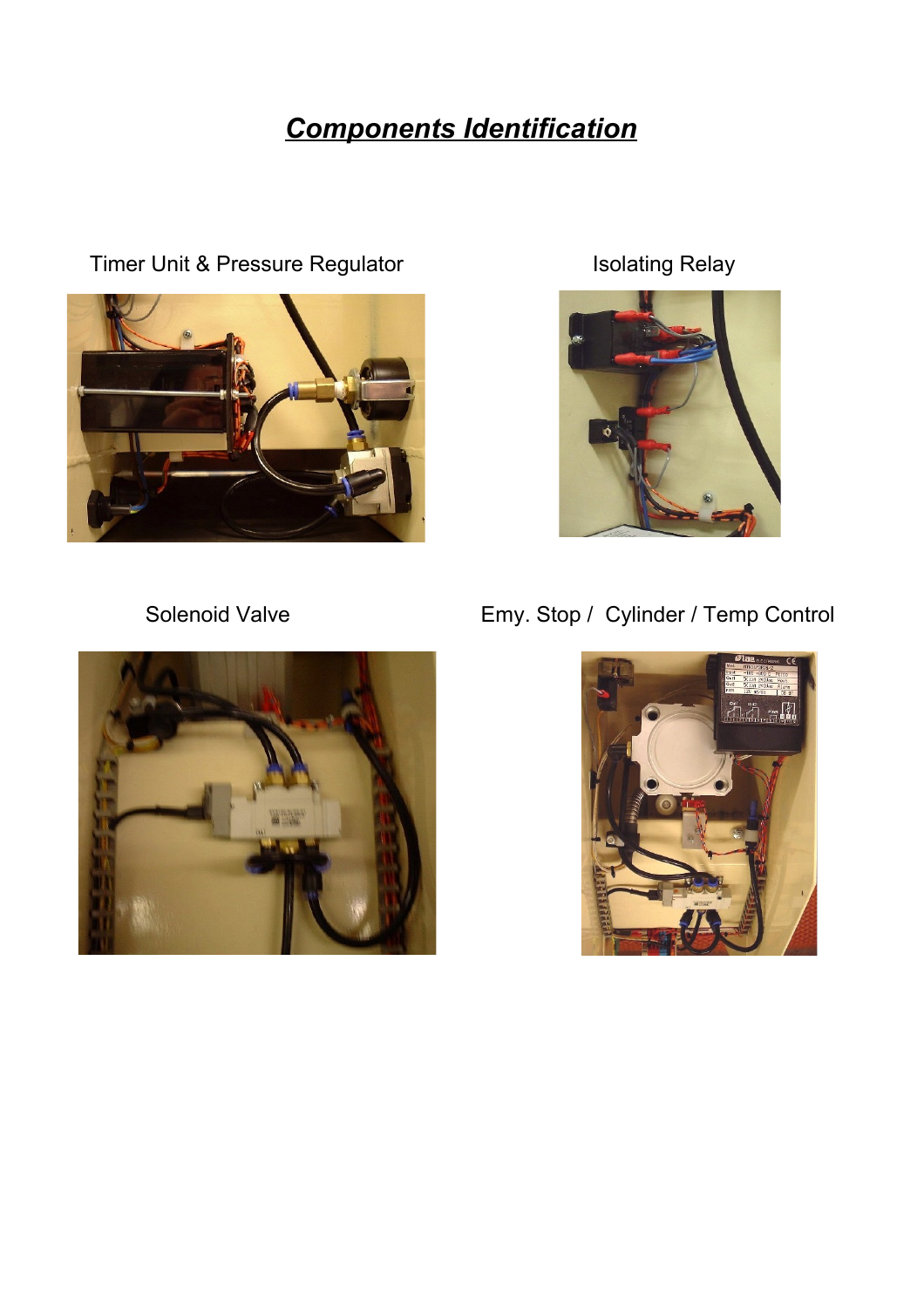# ***Components Identification***

Timer Unit & Pressure Regulator

Isolating Relay

Solenoid Valve

Emy. Stop / Cylinder / Temp Control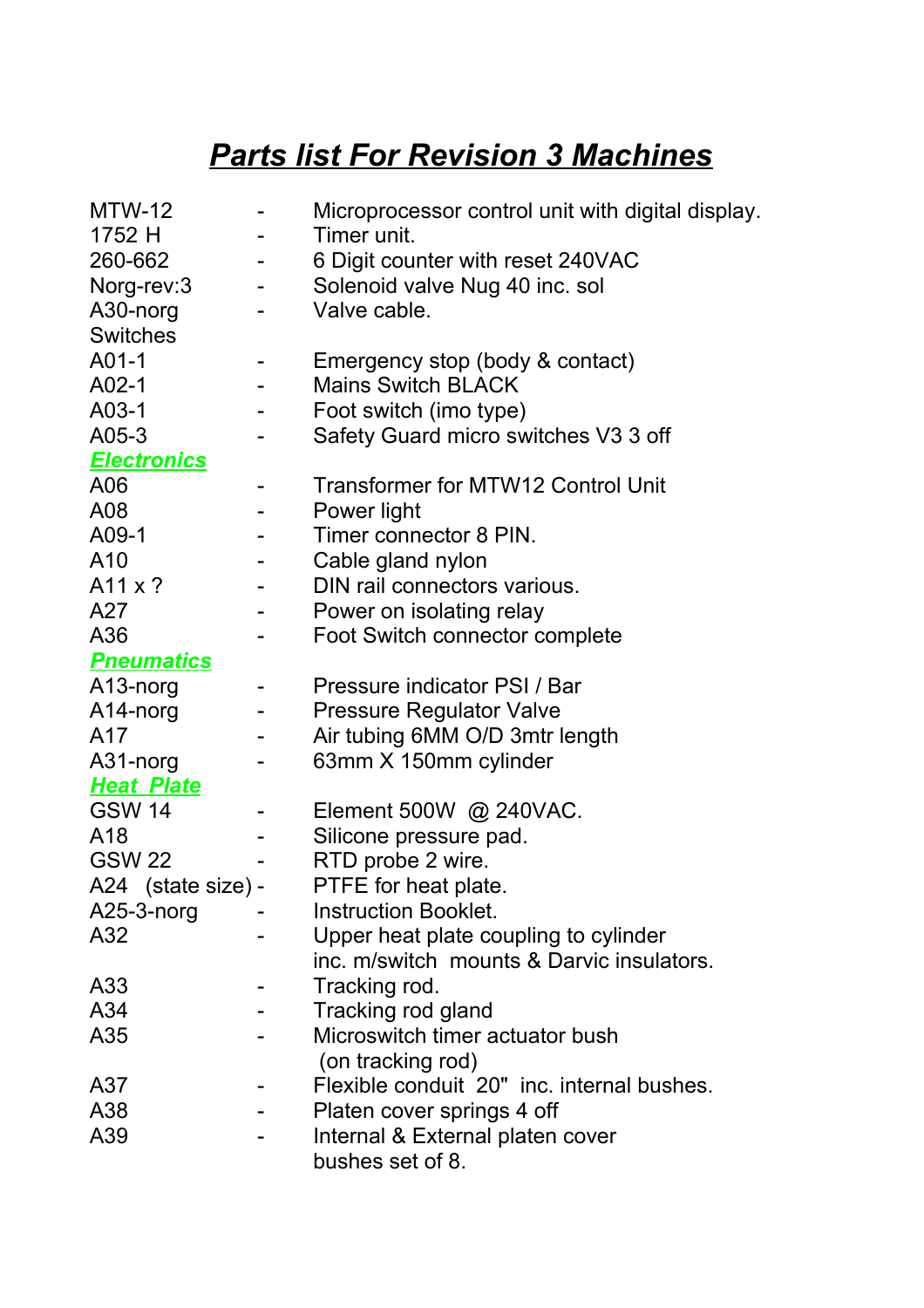# ***Parts list For Revision 3 Machines***

| | | |
|---|---|---|
| MTW-12 | - | Microprocessor control unit with digital display. |
| 1752 H | - | Timer unit. |
| 260-662 | - | 6 Digit counter with reset 240VAC |
| Norg-rev:3 | - | Solenoid valve Nug 40 inc. sol |
| A30-norg | - | Valve cable. |
| Switches | | |
| A01-1 | - | Emergency stop (body & contact) |
| A02-1 | - | Mains Switch BLACK |
| A03-1 | - | Foot switch (imo type) |
| A05-3 | - | Safety Guard micro switches V3 3 off |
| ***Electronics*** | | |
| A06 | - | Transformer for MTW12 Control Unit |
| A08 | - | Power light |
| A09-1 | - | Timer connector 8 PIN. |
| A10 | - | Cable gland nylon |
| A11 x ? | - | DIN rail connectors various. |
| A27 | - | Power on isolating relay |
| A36 | - | Foot Switch connector complete |
| ***Pneumatics*** | | |
| A13-norg | - | Pressure indicator PSI / Bar |
| A14-norg | - | Pressure Regulator Valve |
| A17 | - | Air tubing 6MM O/D 3mtr length |
| A31-norg | - | 63mm X 150mm cylinder |
| ***Heat Plate*** | | |
| GSW 14 | - | Element 500W @ 240VAC. |
| A18 | - | Silicone pressure pad. |
| GSW 22 | - | RTD probe 2 wire. |
| A24 (state size) | - | PTFE for heat plate. |
| A25-3-norg | - | Instruction Booklet. |
| A32 | - | Upper heat plate coupling to cylinder inc. m/switch mounts & Darvic insulators. |
| A33 | - | Tracking rod. |
| A34 | - | Tracking rod gland |
| A35 | - | Microswitch timer actuator bush (on tracking rod) |
| A37 | - | Flexible conduit 20" inc. internal bushes. |
| A38 | - | Platen cover springs 4 off |
| A39 | - | Internal & External platen cover bushes set of 8. |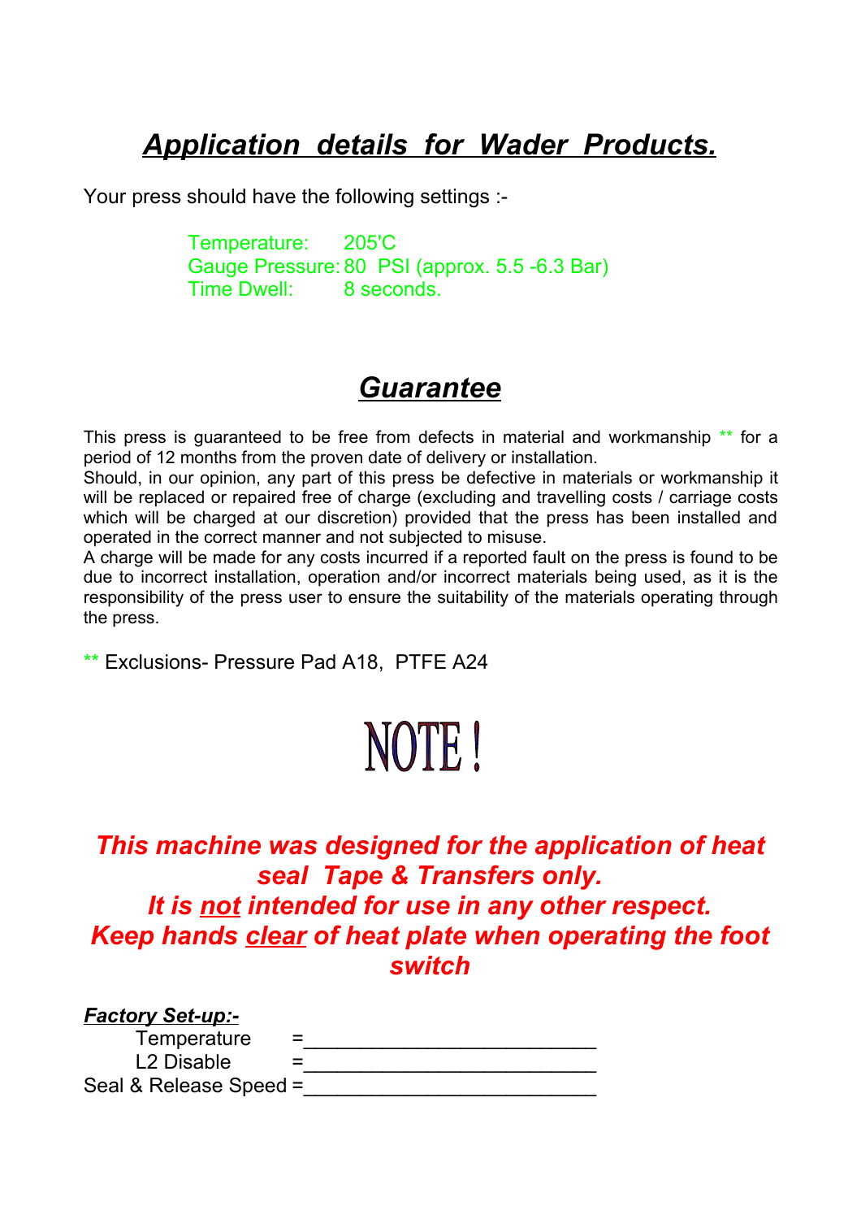## ***Application details for Wader Products.***

Your press should have the following settings :-

Temperature: 205'C
Gauge Pressure: 80 PSI (approx. 5.5 -6.3 Bar)
Time Dwell: 8 seconds.

## ***Guarantee***

This press is guaranteed to be free from defects in material and workmanship ** for a period of 12 months from the proven date of delivery or installation.
Should, in our opinion, any part of this press be defective in materials or workmanship it will be replaced or repaired free of charge (excluding and travelling costs / carriage costs which will be charged at our discretion) provided that the press has been installed and operated in the correct manner and not subjected to misuse.
A charge will be made for any costs incurred if a reported fault on the press is found to be due to incorrect installation, operation and/or incorrect materials being used, as it is the responsibility of the press user to ensure the suitability of the materials operating through the press.

** Exclusions- Pressure Pad A18, PTFE A24

# NOTE !

***This machine was designed for the application of heat seal Tape & Transfers only.***
***It is <u>not</u> intended for use in any other respect.***
***Keep hands <u>clear</u> of heat plate when operating the foot switch***

***<u>Factory Set-up:-</u>***

Temperature =___________________________
L2 Disable =___________________________
Seal & Release Speed =___________________________